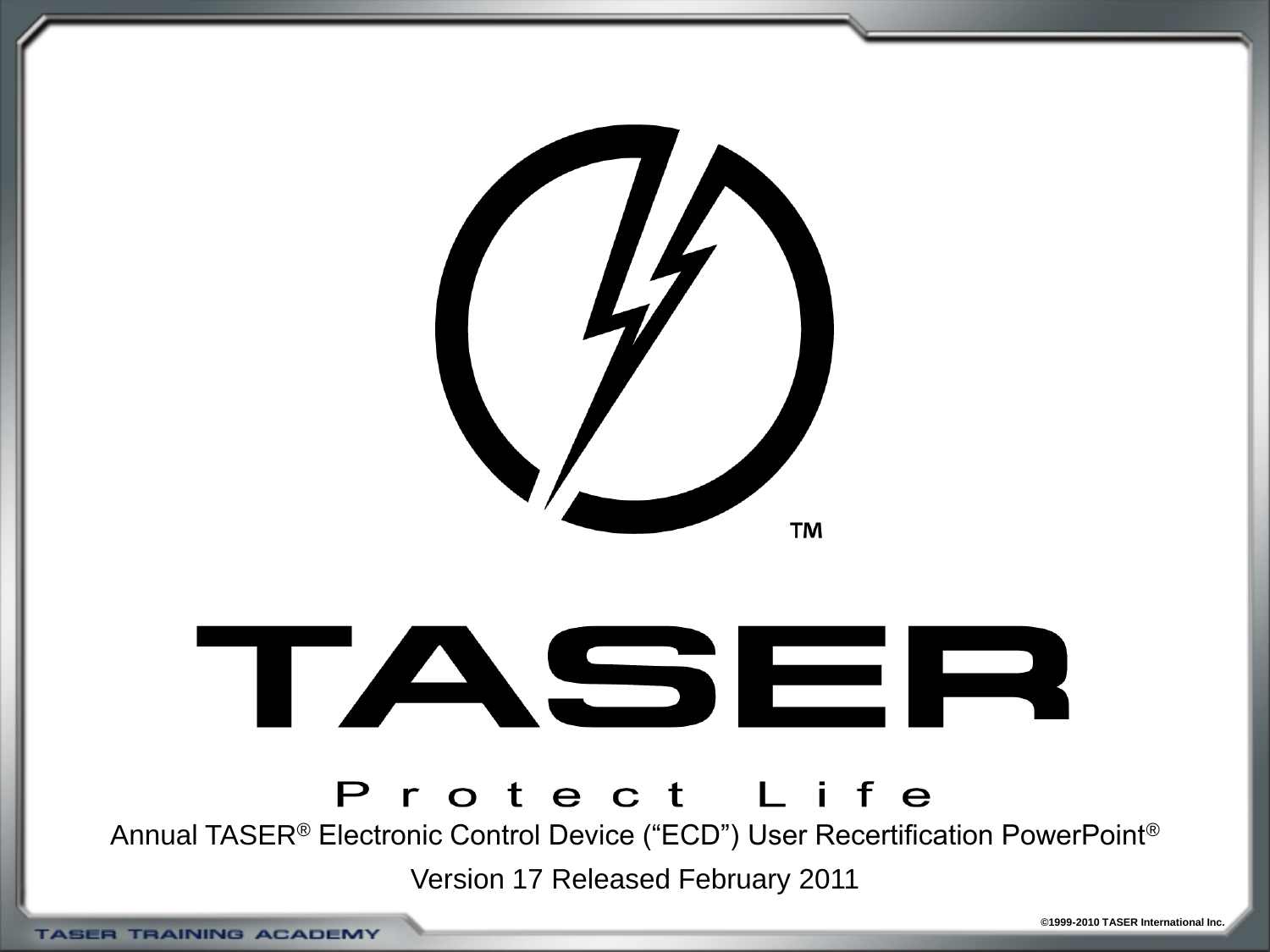# TASER

Protect Life

Annual TASER® Electronic Control Device ("ECD") User Recertification PowerPoint®

Version 17 Released February 2011

TASER TRAINING ACADEMY

©1999-2010 TASER International Inc.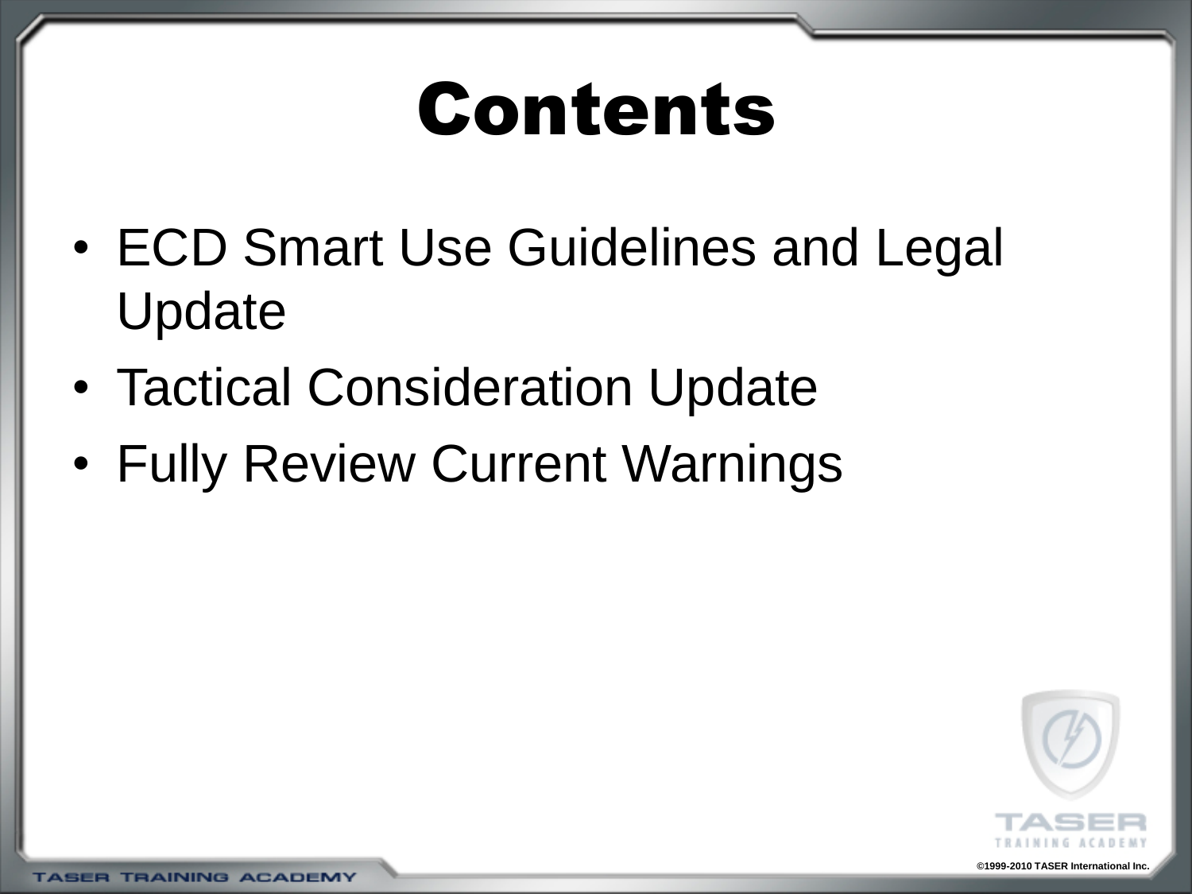# Contents

- ECD Smart Use Guidelines and Legal Update
- Tactical Consideration Update
- Fully Review Current Warnings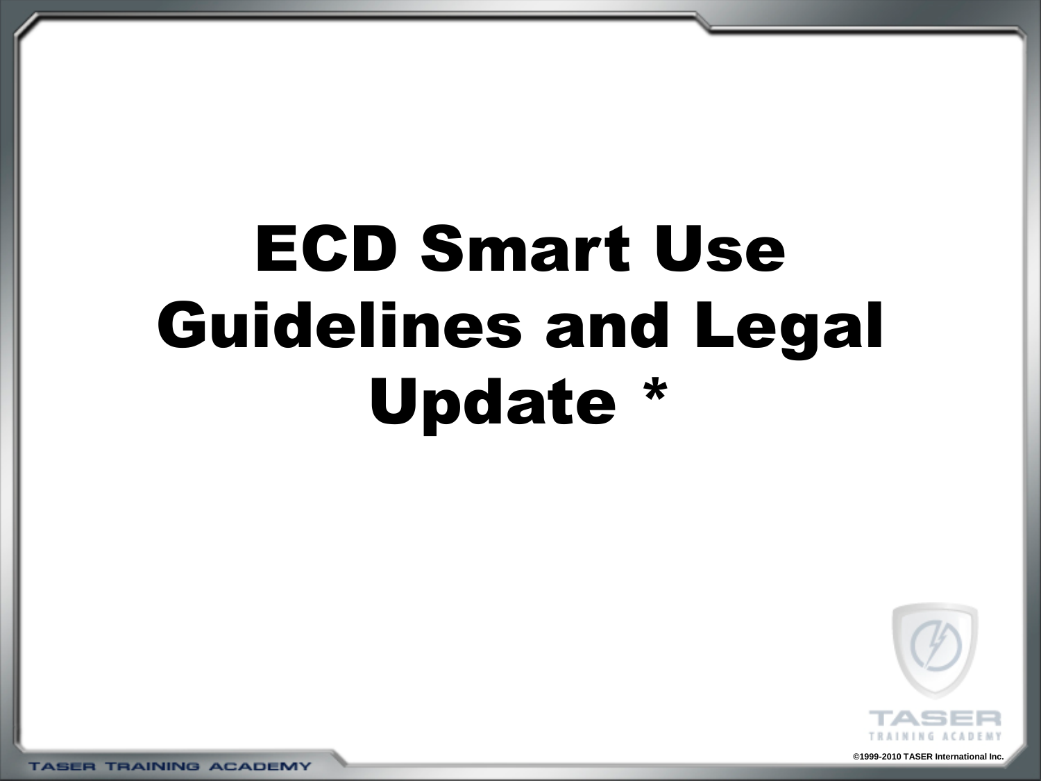# ECD Smart Use Guidelines and Legal Update *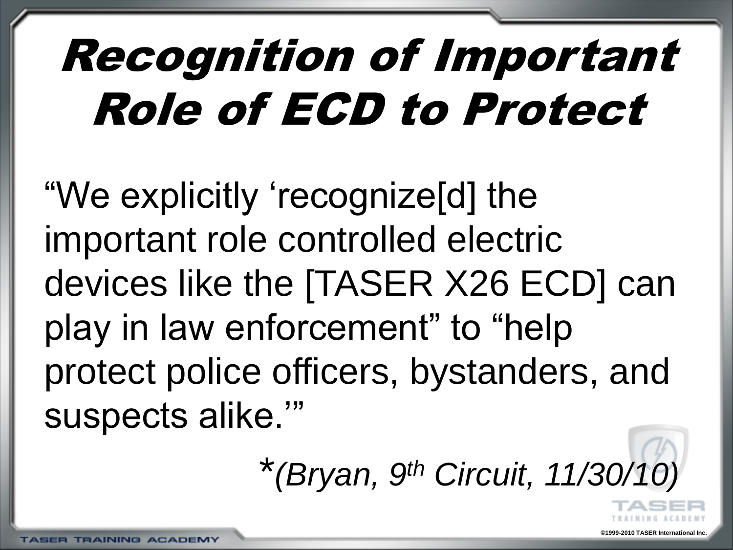# Recognition of Important Role of ECD to Protect

“We explicitly ‘recognize[d] the important role controlled electric devices like the [TASER X26 ECD] can play in law enforcement” to “help protect police officers, bystanders, and suspects alike.’”

*\*(Bryan, 9th Circuit, 11/30/10)*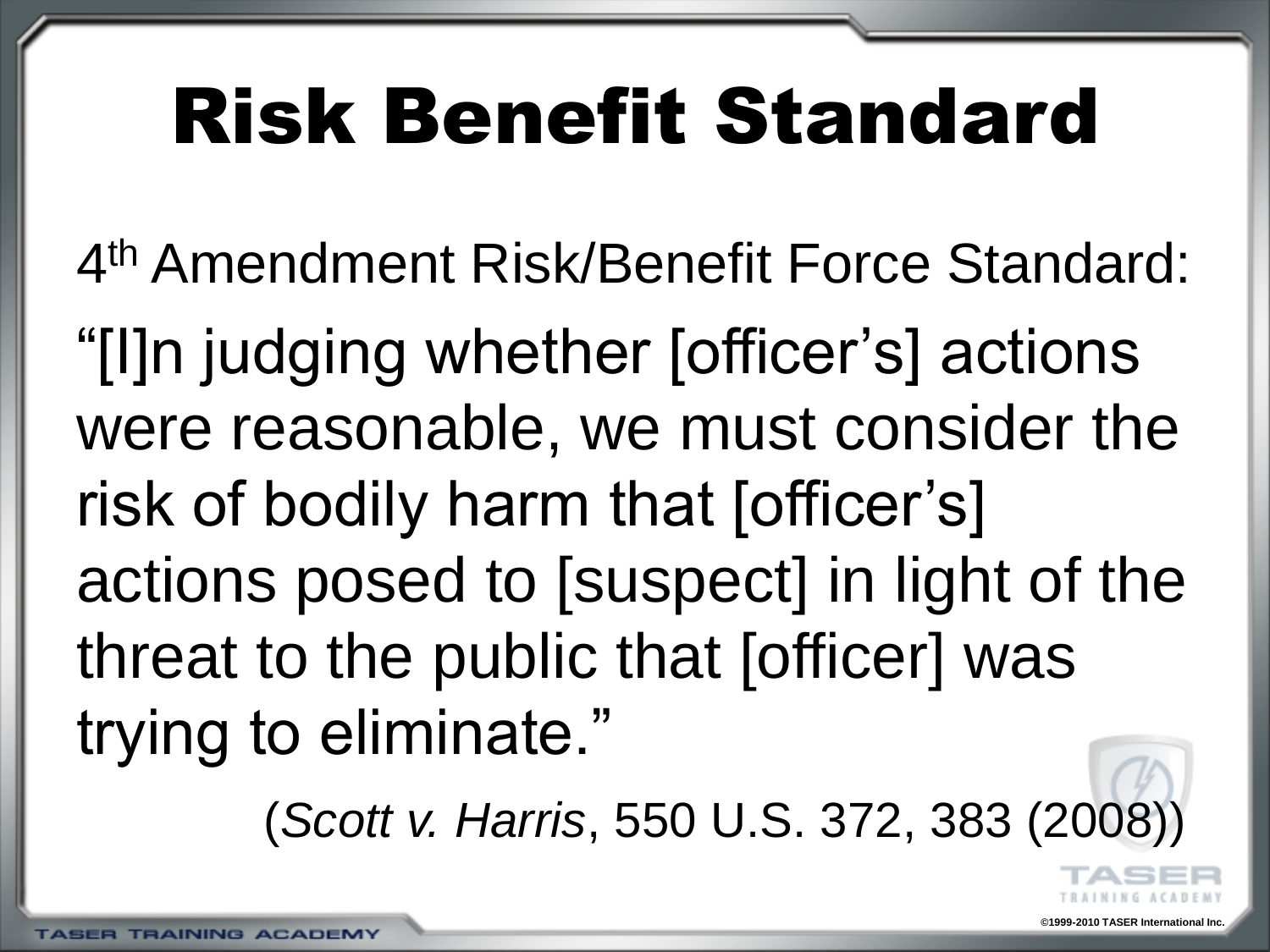# Risk Benefit Standard

4th Amendment Risk/Benefit Force Standard:

"[I]n judging whether [officer's] actions were reasonable, we must consider the risk of bodily harm that [officer's] actions posed to [suspect] in light of the threat to the public that [officer] was trying to eliminate."

(*Scott v. Harris*, 550 U.S. 372, 383 (2008))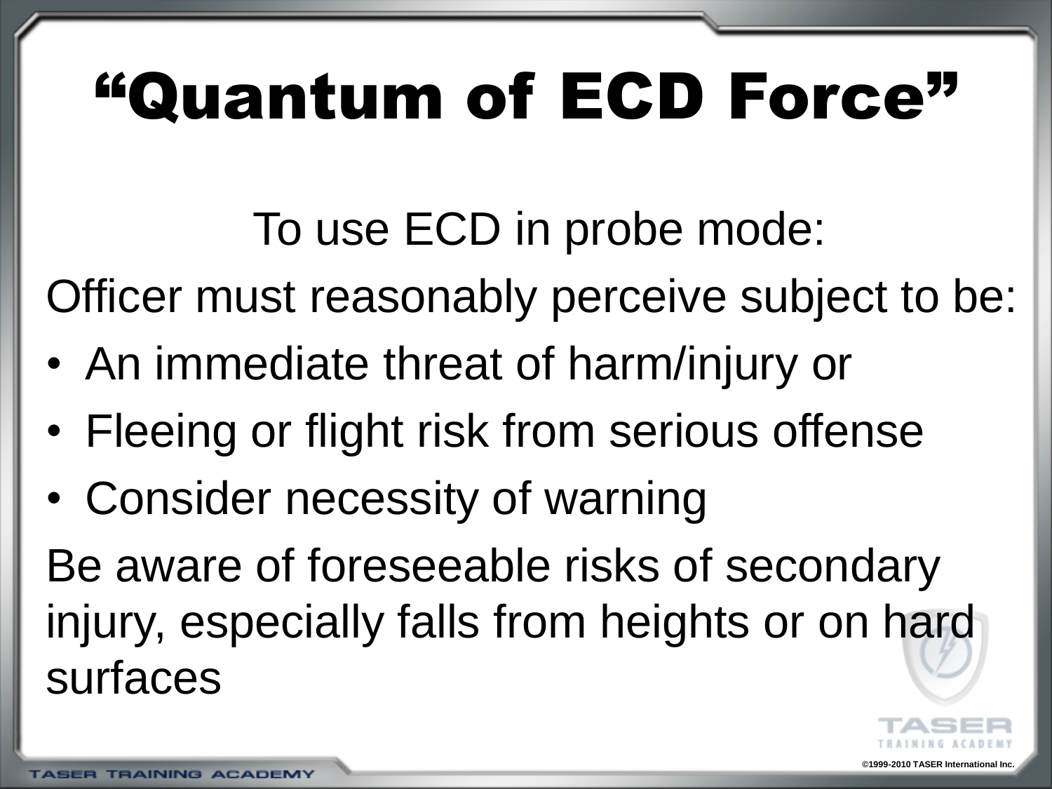# "Quantum of ECD Force"

To use ECD in probe mode:

Officer must reasonably perceive subject to be:

- An immediate threat of harm/injury or
- Fleeing or flight risk from serious offense
- Consider necessity of warning

Be aware of foreseeable risks of secondary injury, especially falls from heights or on hard surfaces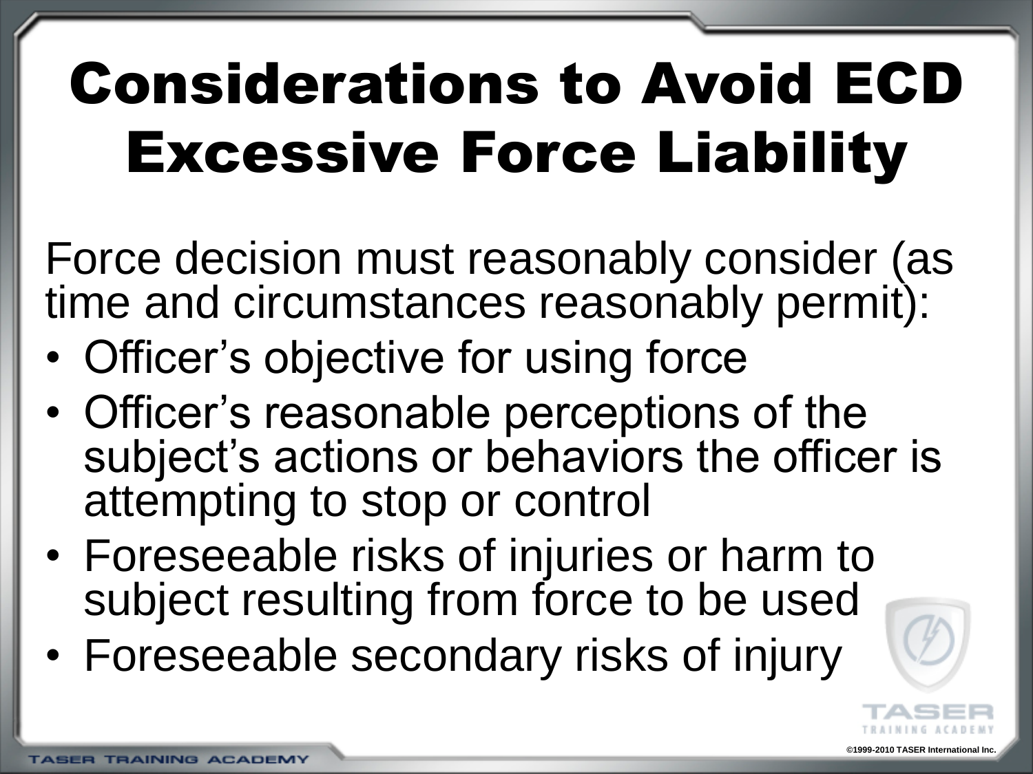# Considerations to Avoid ECD Excessive Force Liability

Force decision must reasonably consider (as time and circumstances reasonably permit):

- Officer's objective for using force
- Officer's reasonable perceptions of the subject's actions or behaviors the officer is attempting to stop or control
- Foreseeable risks of injuries or harm to subject resulting from force to be used
- Foreseeable secondary risks of injury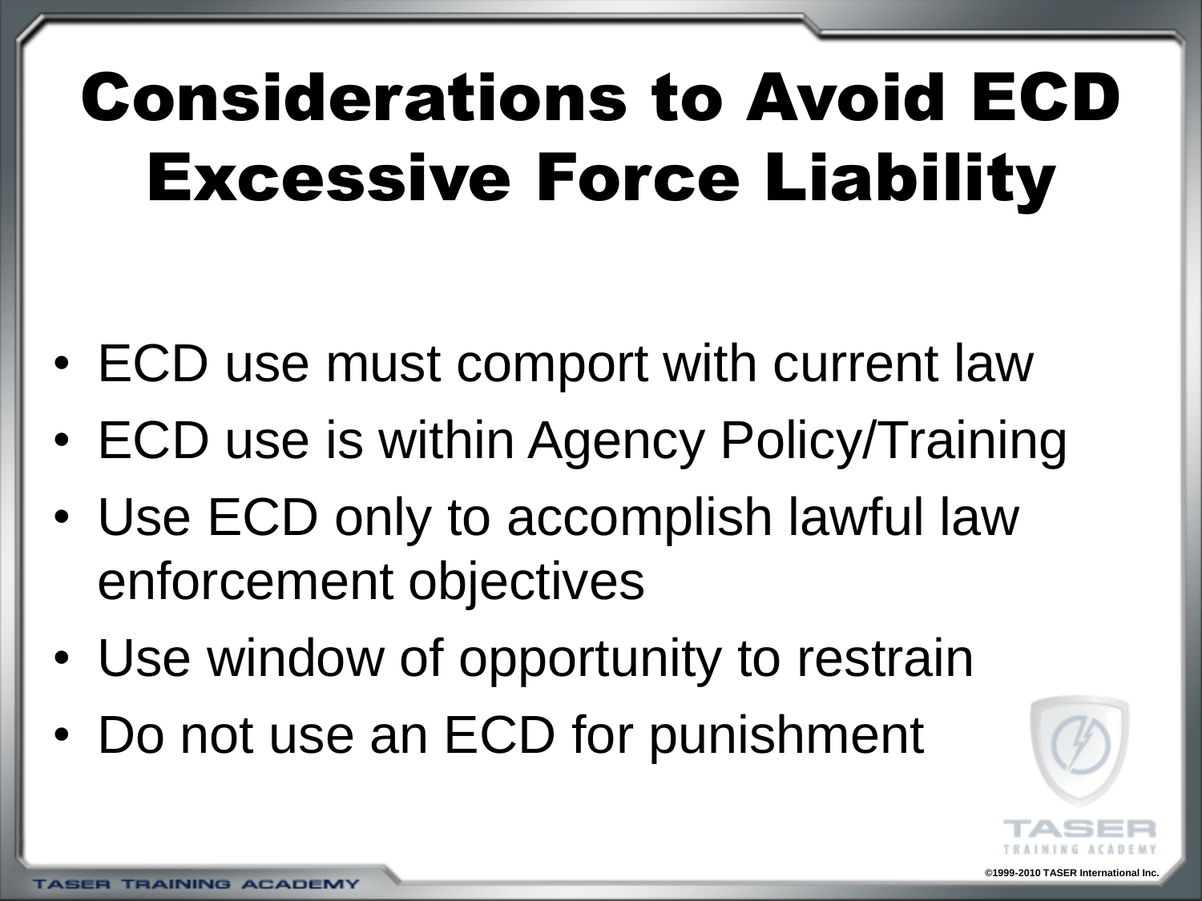# Considerations to Avoid ECD Excessive Force Liability

- ECD use must comport with current law
- ECD use is within Agency Policy/Training
- Use ECD only to accomplish lawful law enforcement objectives
- Use window of opportunity to restrain
- Do not use an ECD for punishment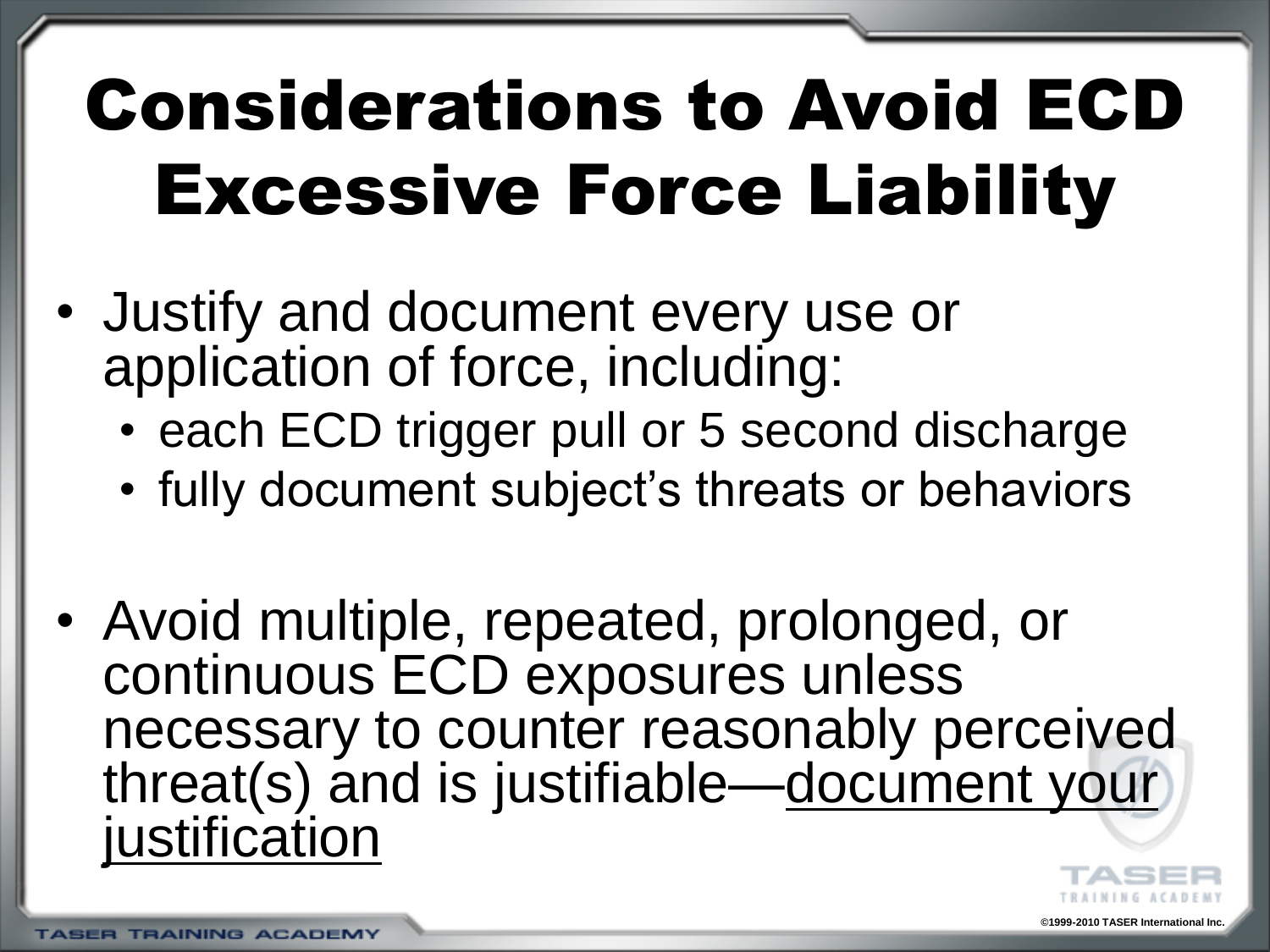# Considerations to Avoid ECD Excessive Force Liability

- Justify and document every use or application of force, including:
  - each ECD trigger pull or 5 second discharge
  - fully document subject's threats or behaviors
- Avoid multiple, repeated, prolonged, or continuous ECD exposures unless necessary to counter reasonably perceived threat(s) and is justifiable—<u>document your justification</u>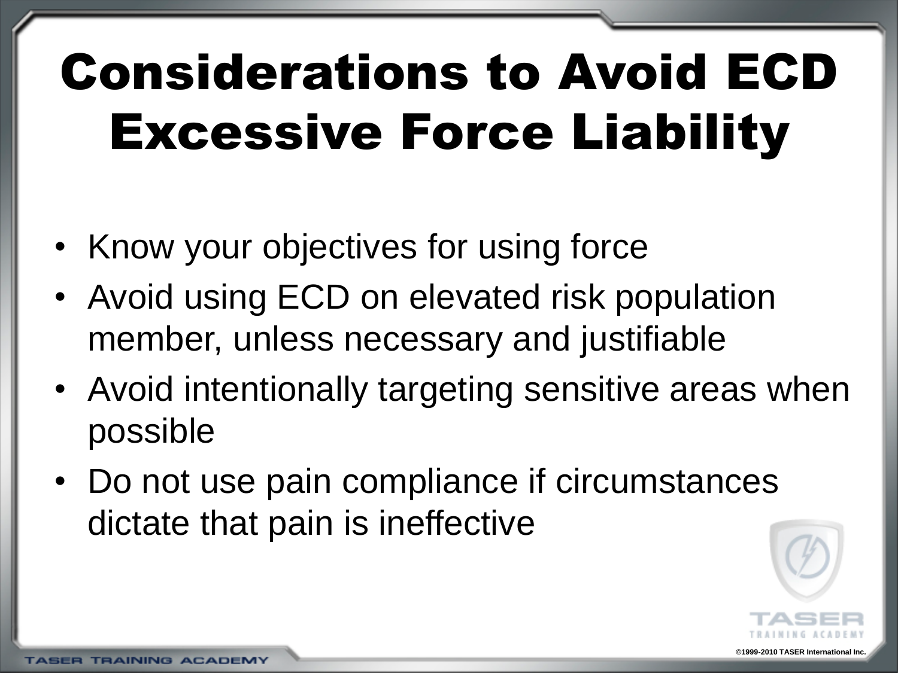# Considerations to Avoid ECD Excessive Force Liability

- Know your objectives for using force
- Avoid using ECD on elevated risk population member, unless necessary and justifiable
- Avoid intentionally targeting sensitive areas when possible
- Do not use pain compliance if circumstances dictate that pain is ineffective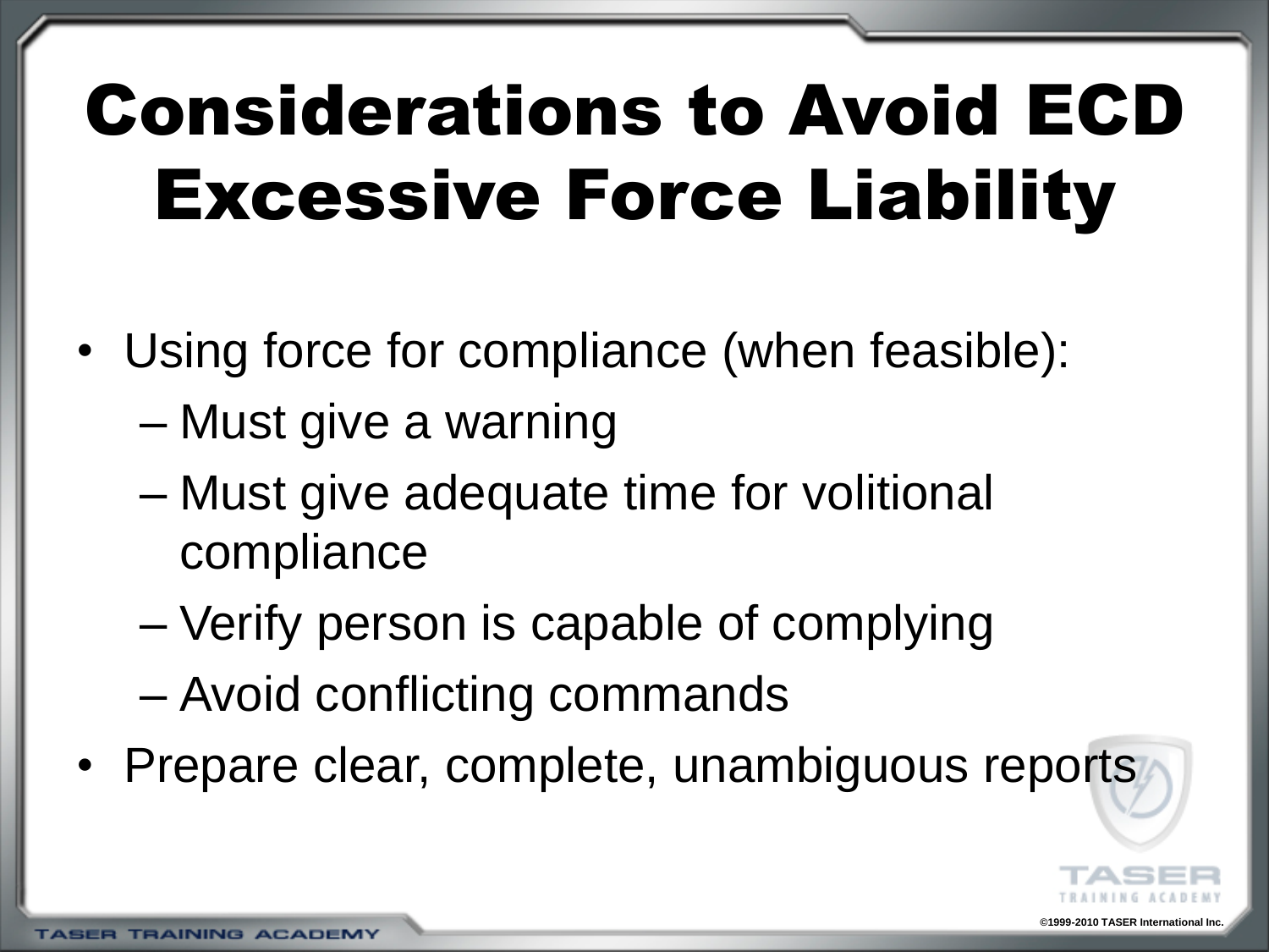# Considerations to Avoid ECD Excessive Force Liability

- Using force for compliance (when feasible):
  - Must give a warning
  - Must give adequate time for volitional compliance
  - Verify person is capable of complying
  - Avoid conflicting commands
- Prepare clear, complete, unambiguous reports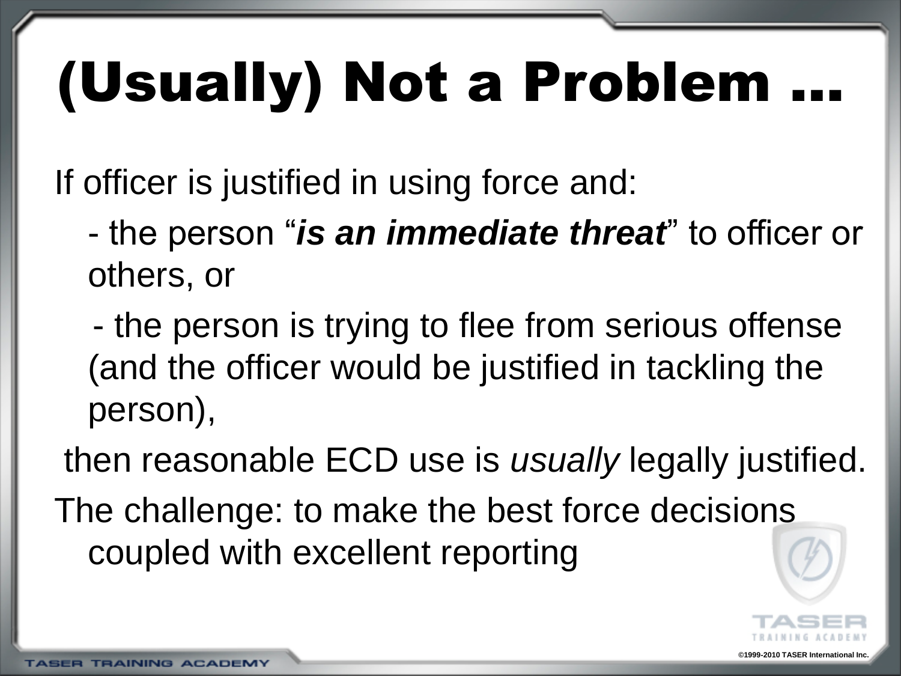# (Usually) Not a Problem …

If officer is justified in using force and:

- the person "***is an immediate threat***" to officer or others, or
- the person is trying to flee from serious offense (and the officer would be justified in tackling the person),

then reasonable ECD use is *usually* legally justified.

The challenge: to make the best force decisions coupled with excellent reporting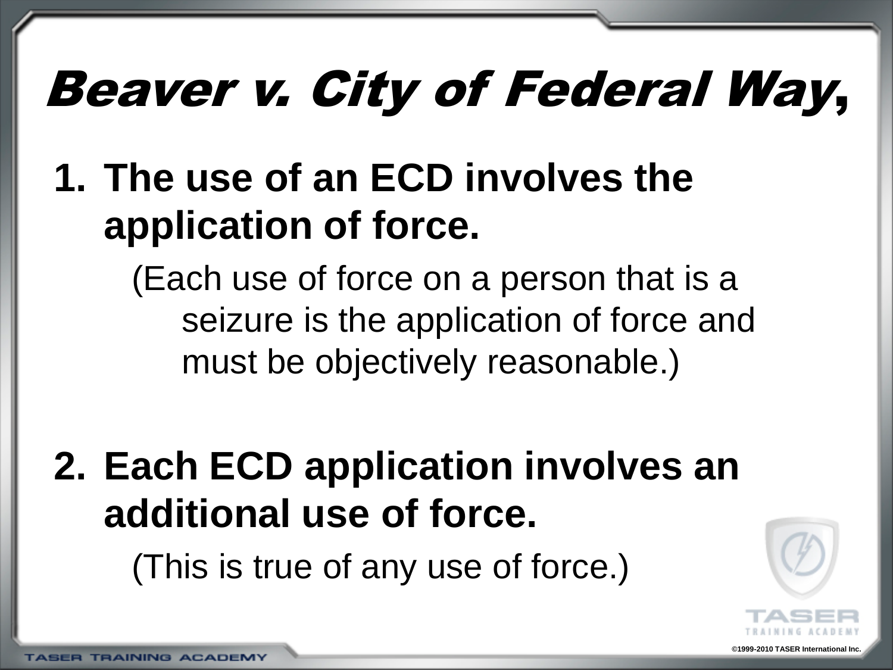# *Beaver v. City of Federal Way,*

1. **The use of an ECD involves the application of force.**

   (Each use of force on a person that is a seizure is the application of force and must be objectively reasonable.)

2. **Each ECD application involves an additional use of force.**

   (This is true of any use of force.)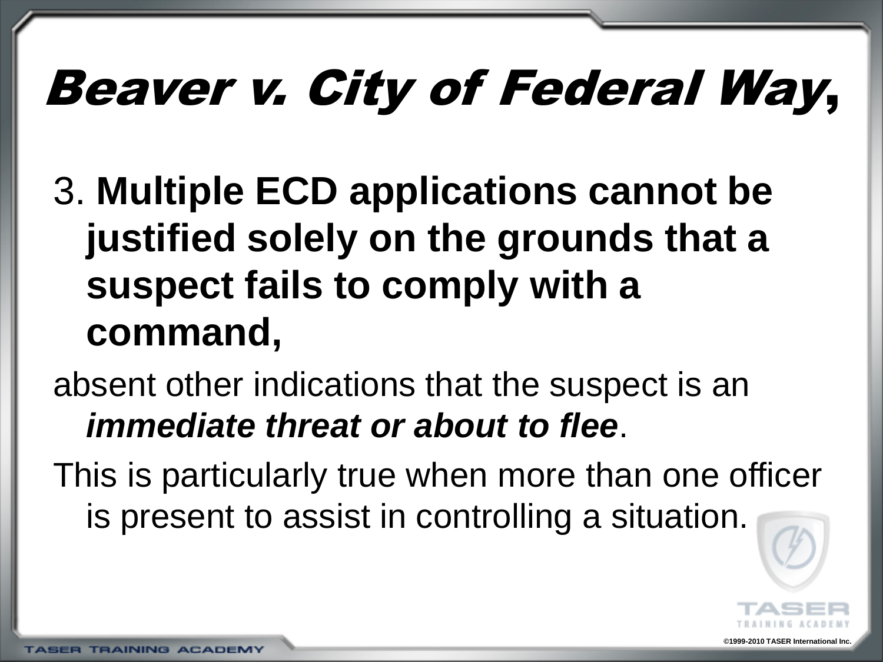# *Beaver v. City of Federal Way,*

3. **Multiple ECD applications cannot be justified solely on the grounds that a suspect fails to comply with a command,**

absent other indications that the suspect is an ***immediate threat or about to flee***.

This is particularly true when more than one officer is present to assist in controlling a situation.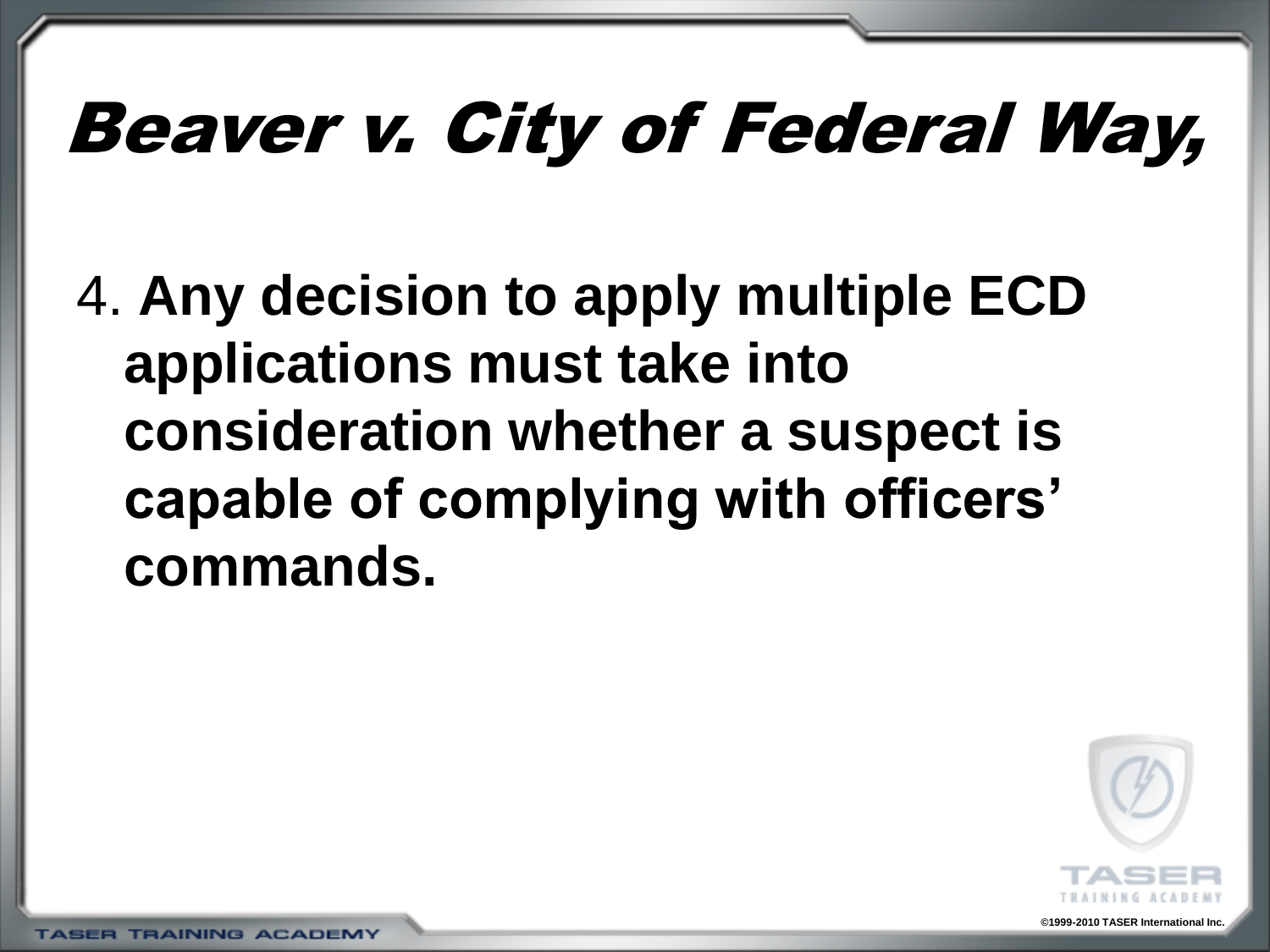# Beaver v. City of Federal Way,

4. **Any decision to apply multiple ECD applications must take into consideration whether a suspect is capable of complying with officers' commands.**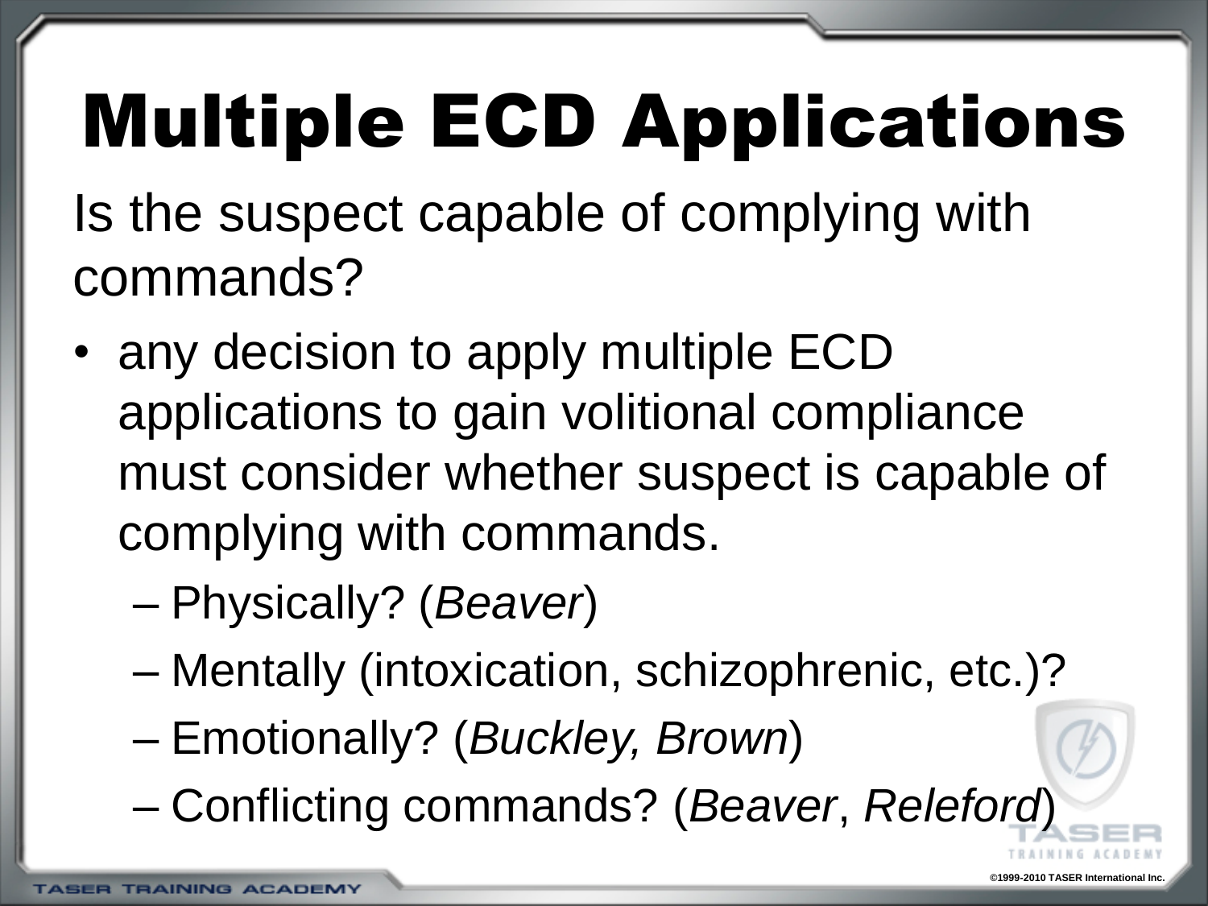# Multiple ECD Applications

Is the suspect capable of complying with commands?

- any decision to apply multiple ECD applications to gain volitional compliance must consider whether suspect is capable of complying with commands.
  - Physically? (*Beaver*)
  - Mentally (intoxication, schizophrenic, etc.)?
  - Emotionally? (*Buckley, Brown*)
  - Conflicting commands? (*Beaver*, *Releford*)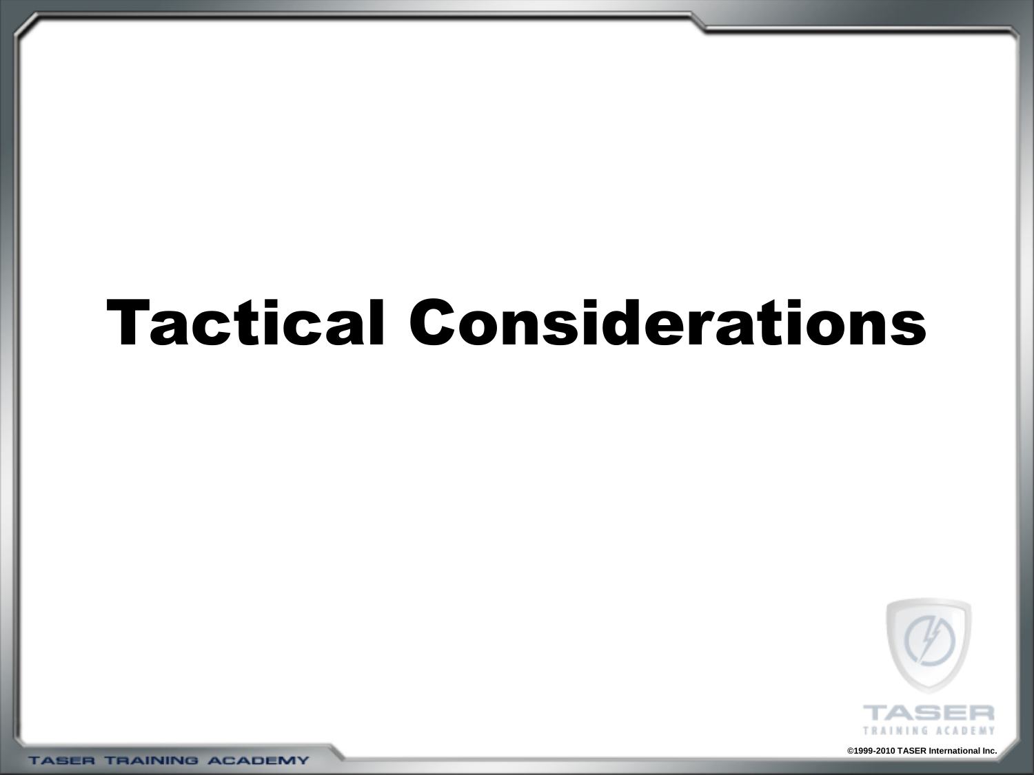# Tactical Considerations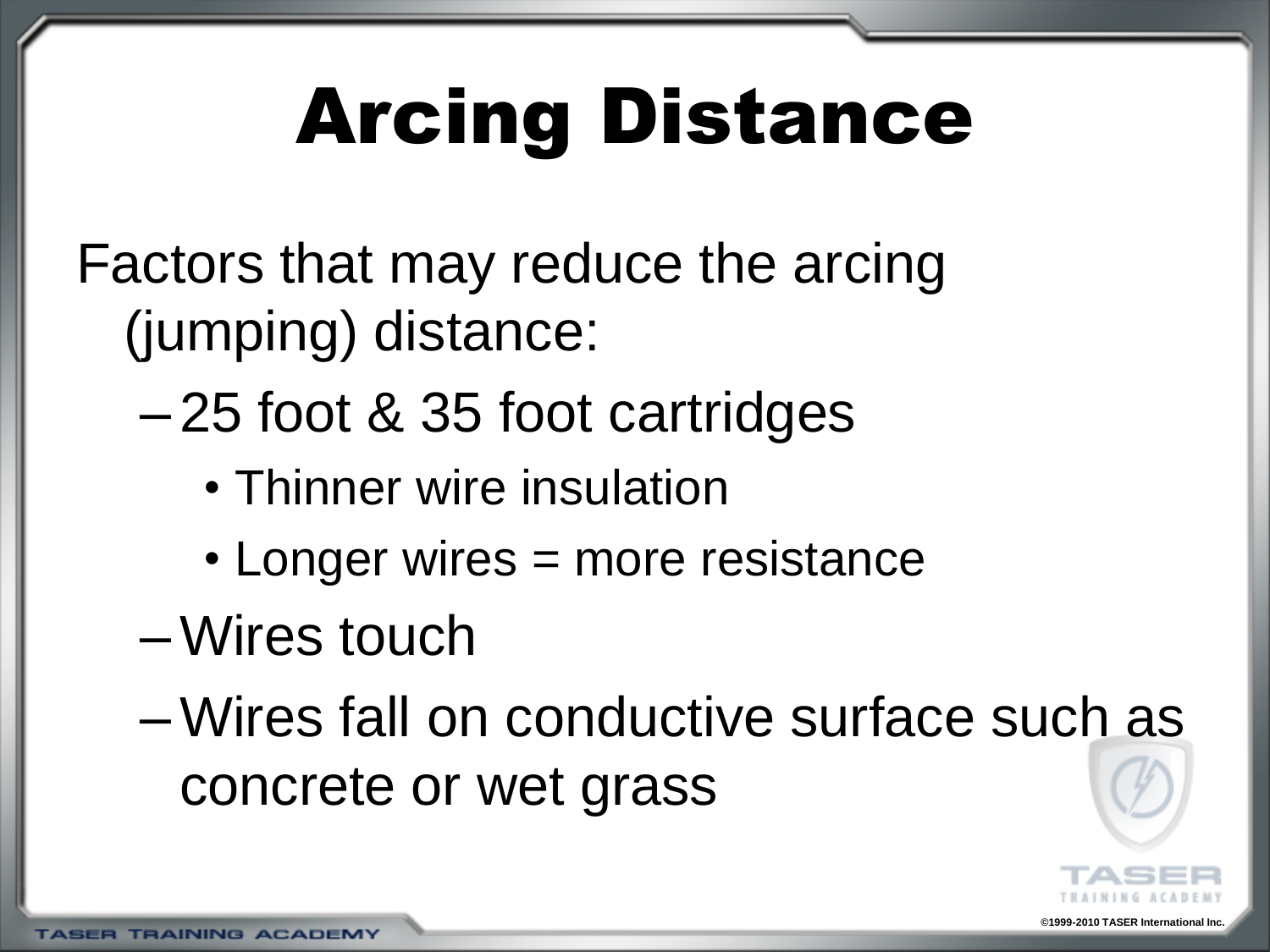# Arcing Distance

Factors that may reduce the arcing (jumping) distance:

- 25 foot & 35 foot cartridges
  - Thinner wire insulation
  - Longer wires = more resistance
- Wires touch
- Wires fall on conductive surface such as concrete or wet grass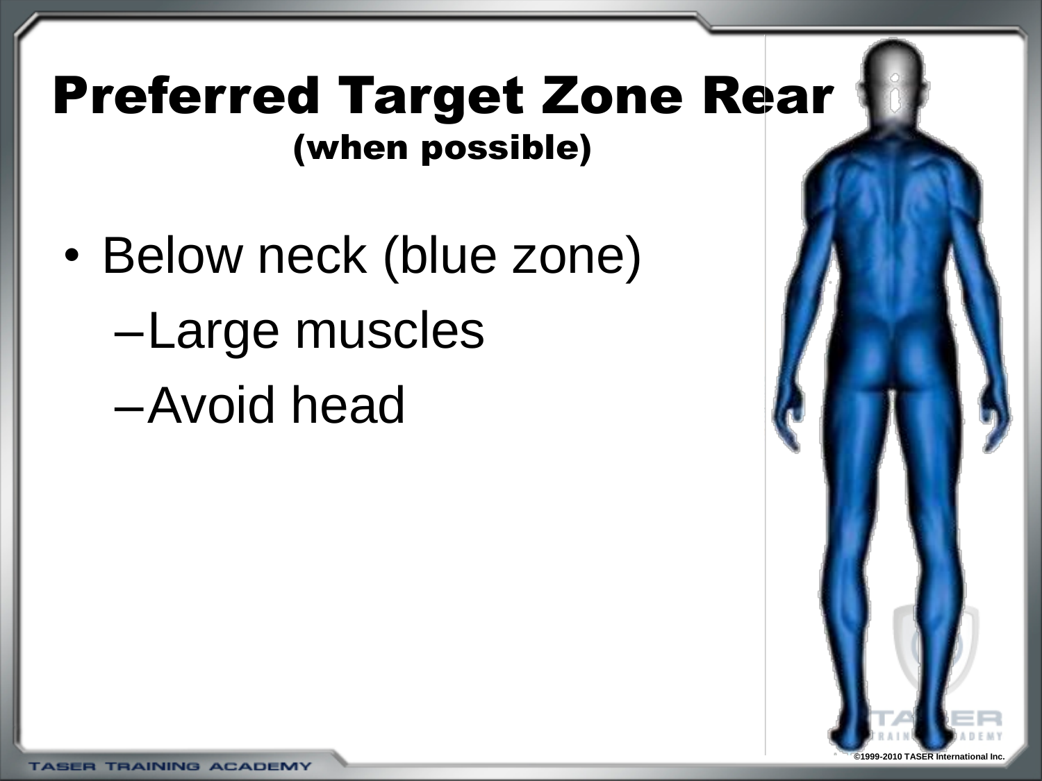# Preferred Target Zone Rear

## (when possible)

- Below neck (blue zone)
  - Large muscles
  - Avoid head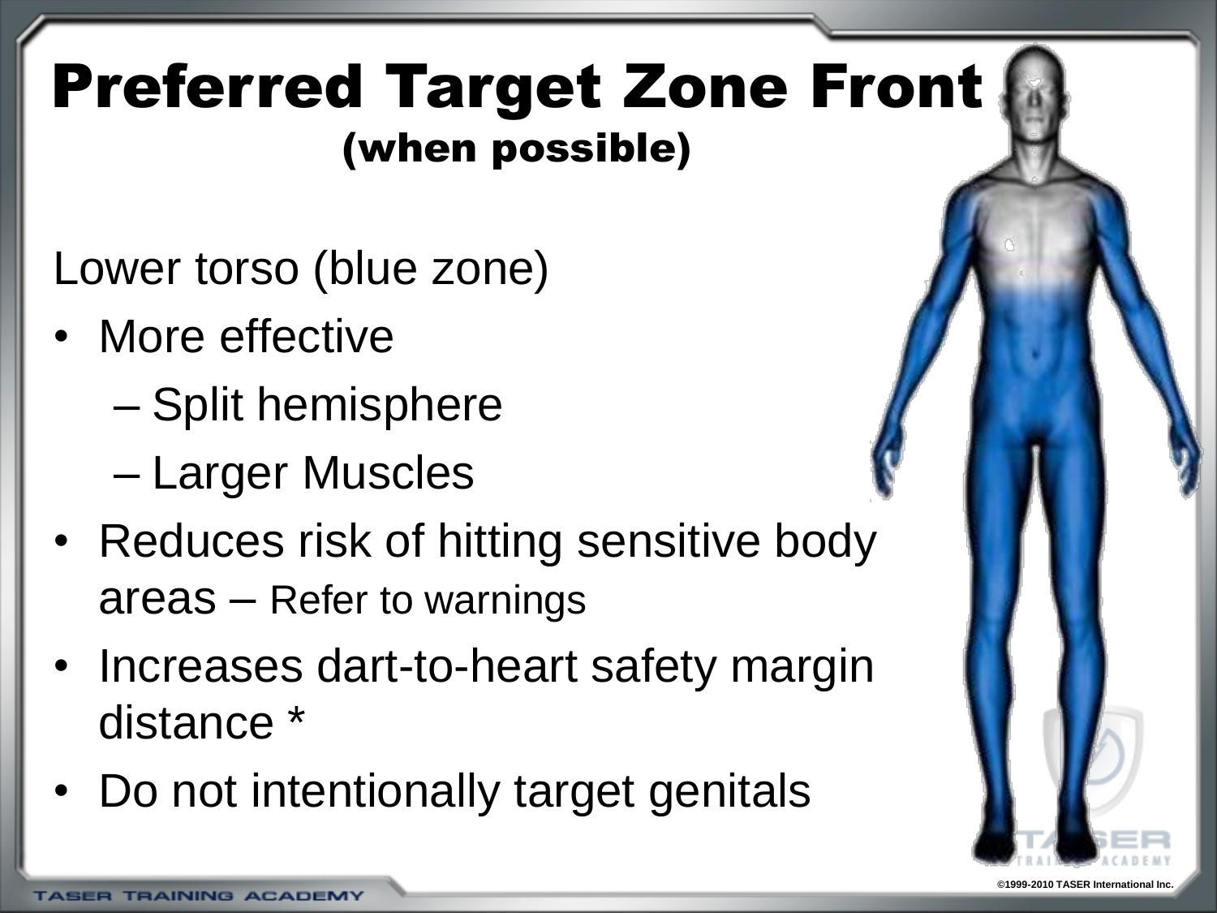# Preferred Target Zone Front

## (when possible)

Lower torso (blue zone)

- More effective
  - Split hemisphere
  - Larger Muscles
- Reduces risk of hitting sensitive body areas – Refer to warnings
- Increases dart-to-heart safety margin distance *
- Do not intentionally target genitals

©1999-2010 TASER International Inc.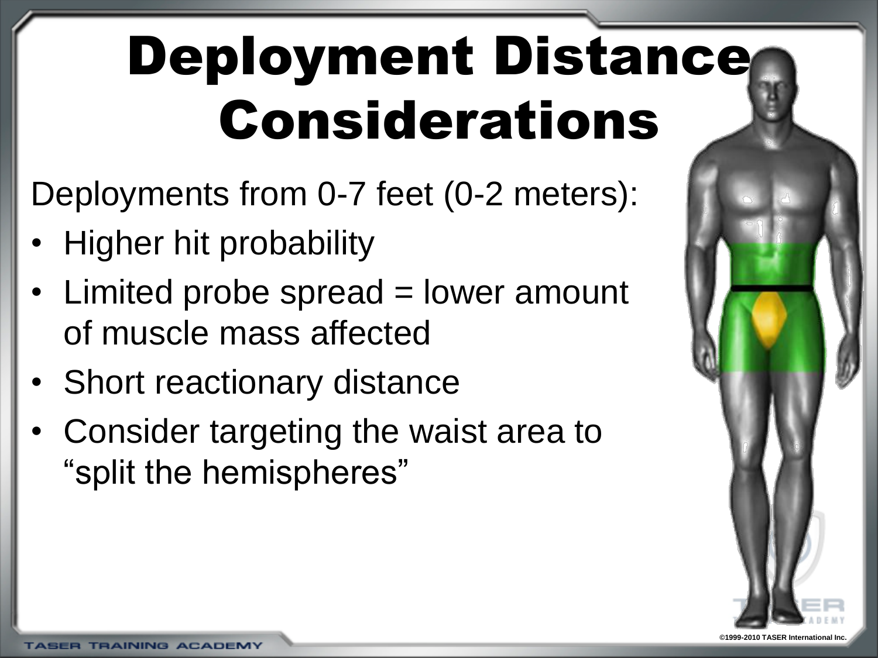# Deployment Distance Considerations

Deployments from 0-7 feet (0-2 meters):

- Higher hit probability
- Limited probe spread = lower amount of muscle mass affected
- Short reactionary distance
- Consider targeting the waist area to “split the hemispheres”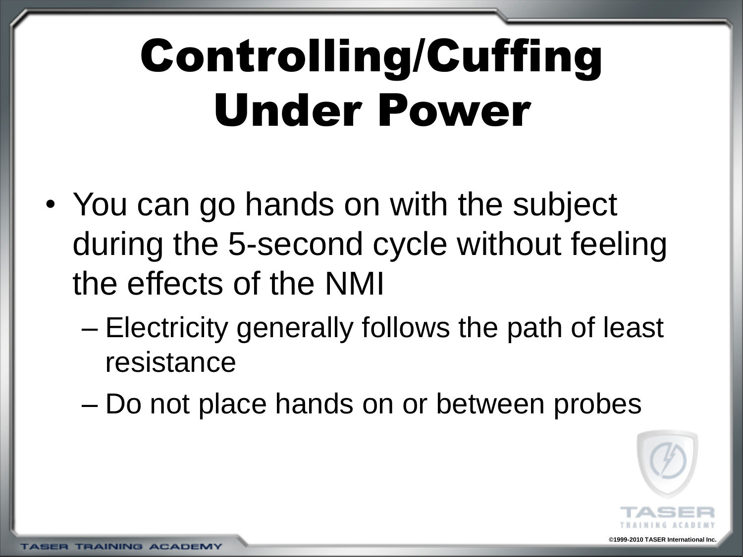# Controlling/Cuffing Under Power

- You can go hands on with the subject during the 5-second cycle without feeling the effects of the NMI
  - Electricity generally follows the path of least resistance
  - Do not place hands on or between probes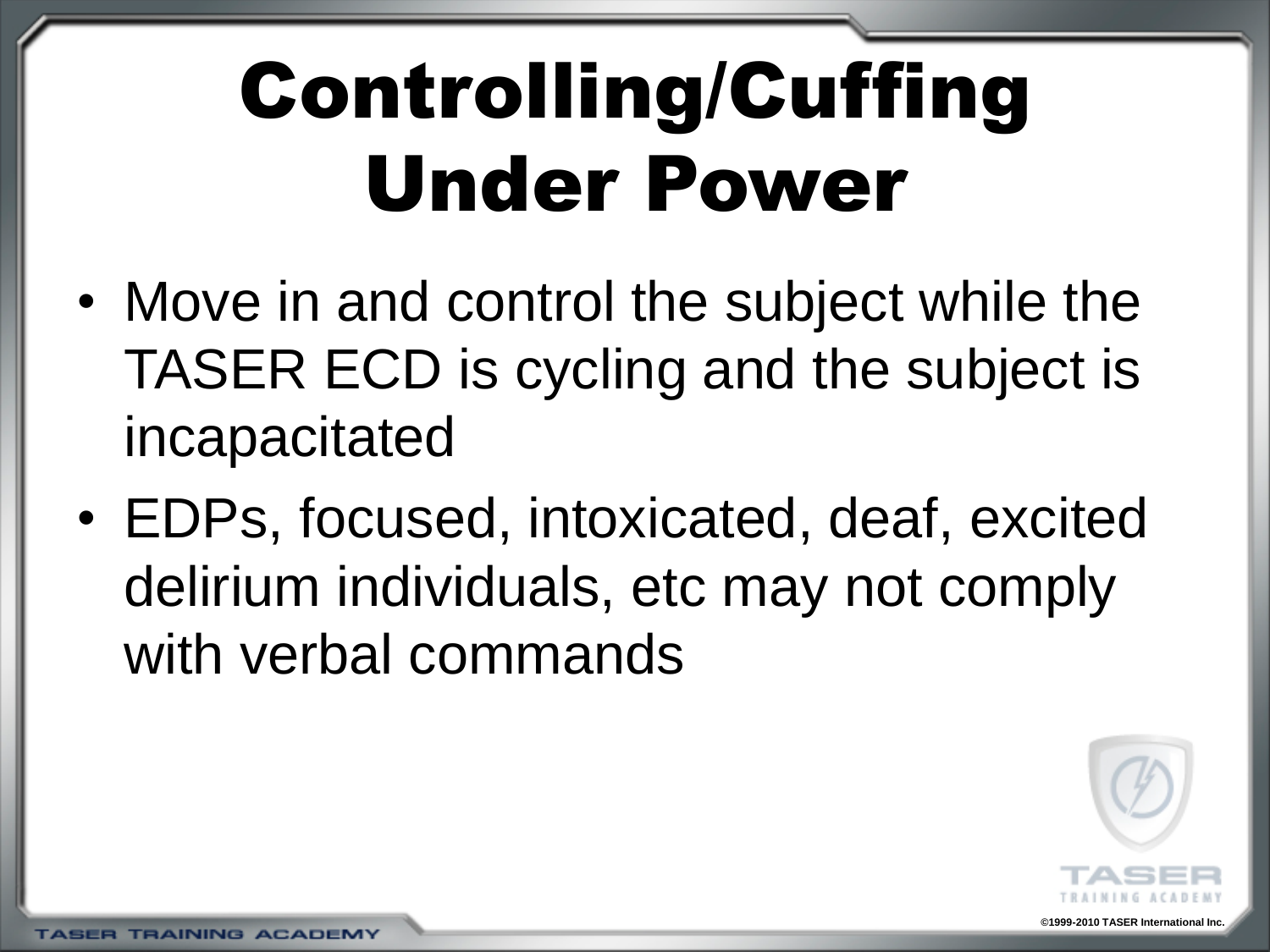# Controlling/Cuffing Under Power

- Move in and control the subject while the TASER ECD is cycling and the subject is incapacitated
- EDPs, focused, intoxicated, deaf, excited delirium individuals, etc may not comply with verbal commands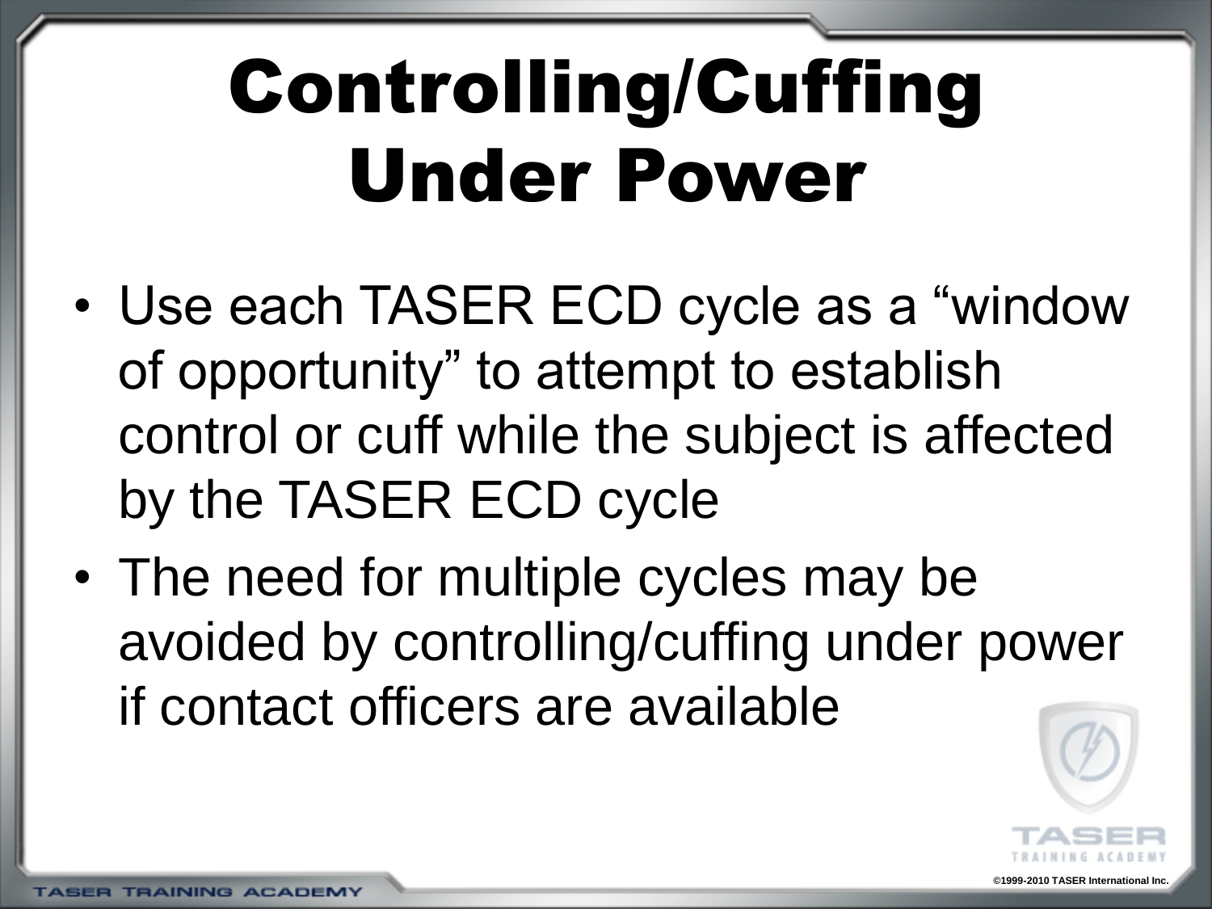# Controlling/Cuffing Under Power

- Use each TASER ECD cycle as a "window of opportunity" to attempt to establish control or cuff while the subject is affected by the TASER ECD cycle
- The need for multiple cycles may be avoided by controlling/cuffing under power if contact officers are available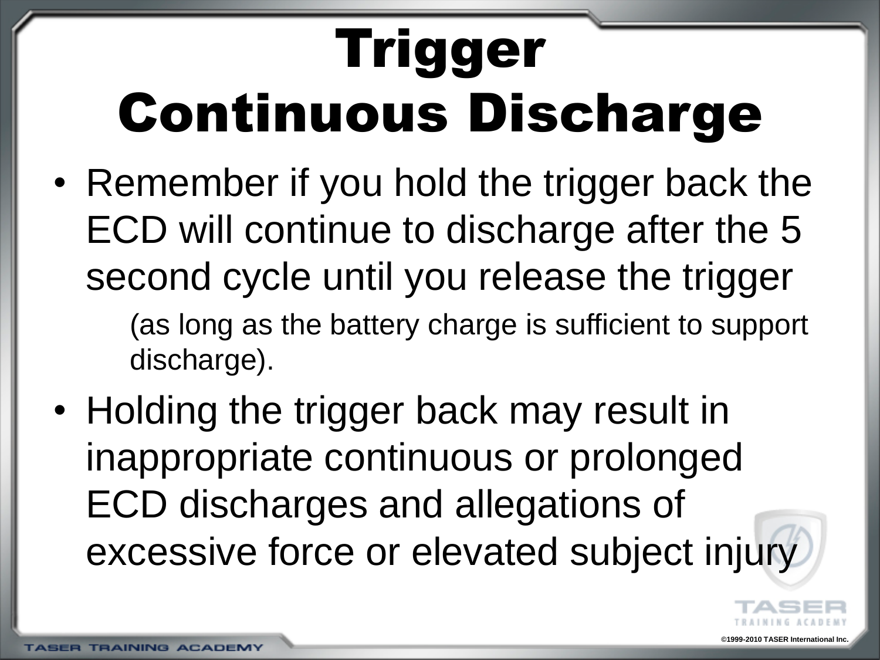# Trigger Continuous Discharge

- Remember if you hold the trigger back the ECD will continue to discharge after the 5 second cycle until you release the trigger
  - (as long as the battery charge is sufficient to support discharge).
- Holding the trigger back may result in inappropriate continuous or prolonged ECD discharges and allegations of excessive force or elevated subject injury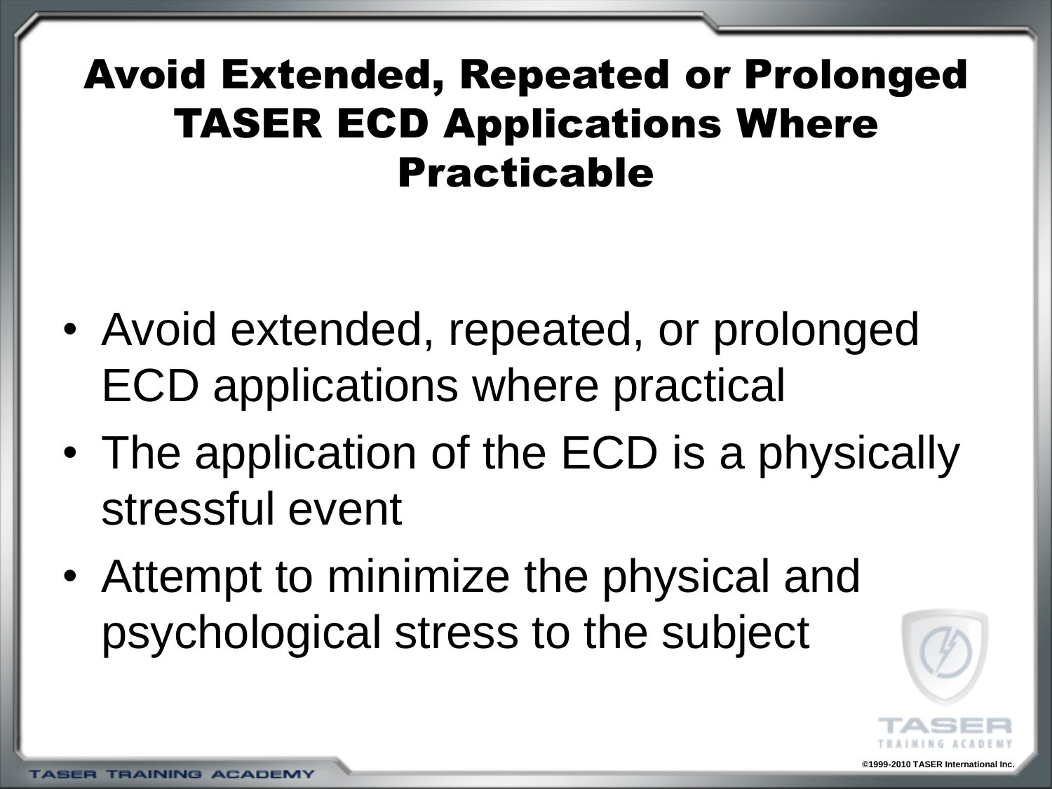# Avoid Extended, Repeated or Prolonged TASER ECD Applications Where Practicable

- Avoid extended, repeated, or prolonged ECD applications where practical
- The application of the ECD is a physically stressful event
- Attempt to minimize the physical and psychological stress to the subject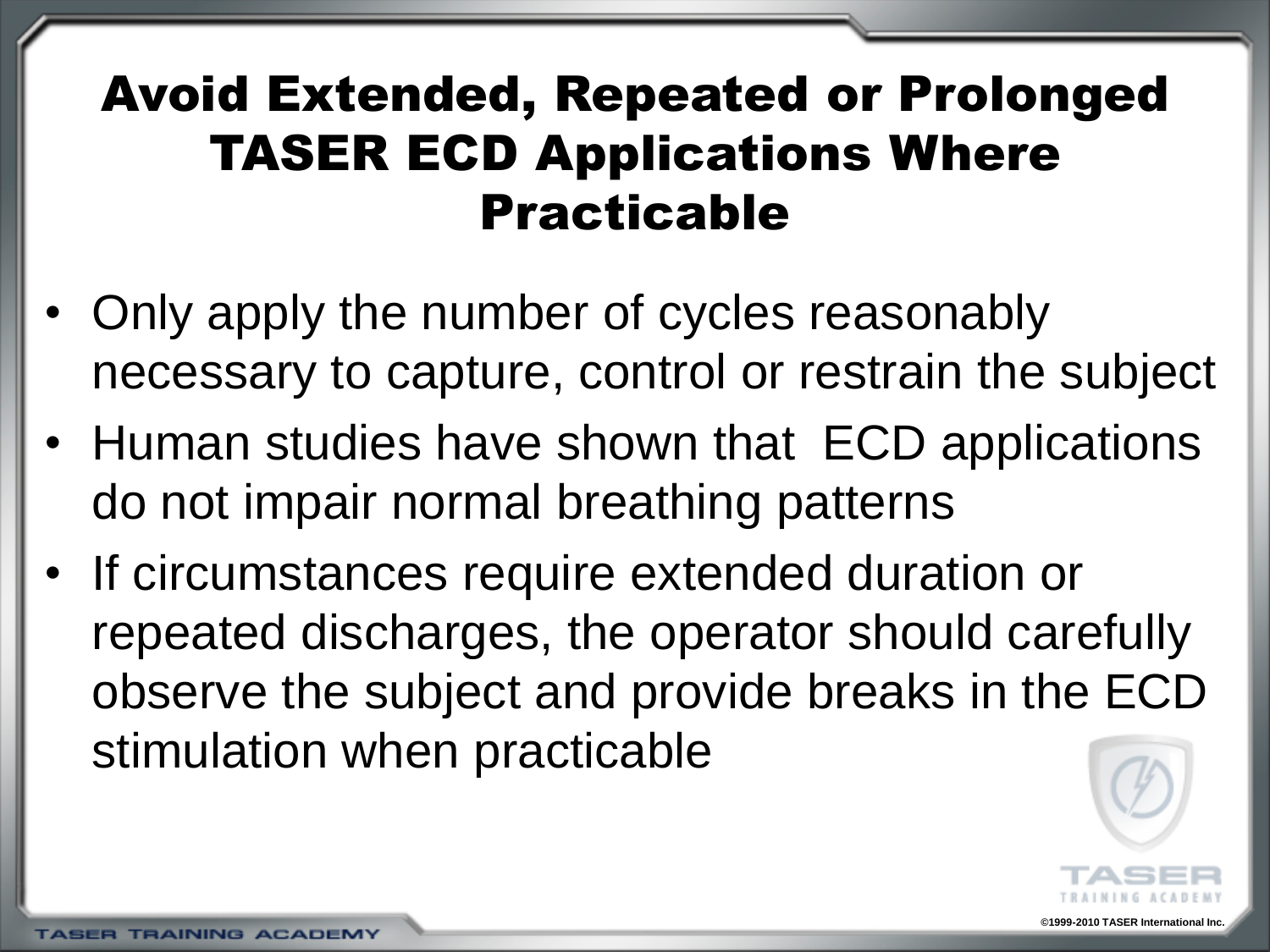# Avoid Extended, Repeated or Prolonged TASER ECD Applications Where Practicable

- Only apply the number of cycles reasonably necessary to capture, control or restrain the subject
- Human studies have shown that ECD applications do not impair normal breathing patterns
- If circumstances require extended duration or repeated discharges, the operator should carefully observe the subject and provide breaks in the ECD stimulation when practicable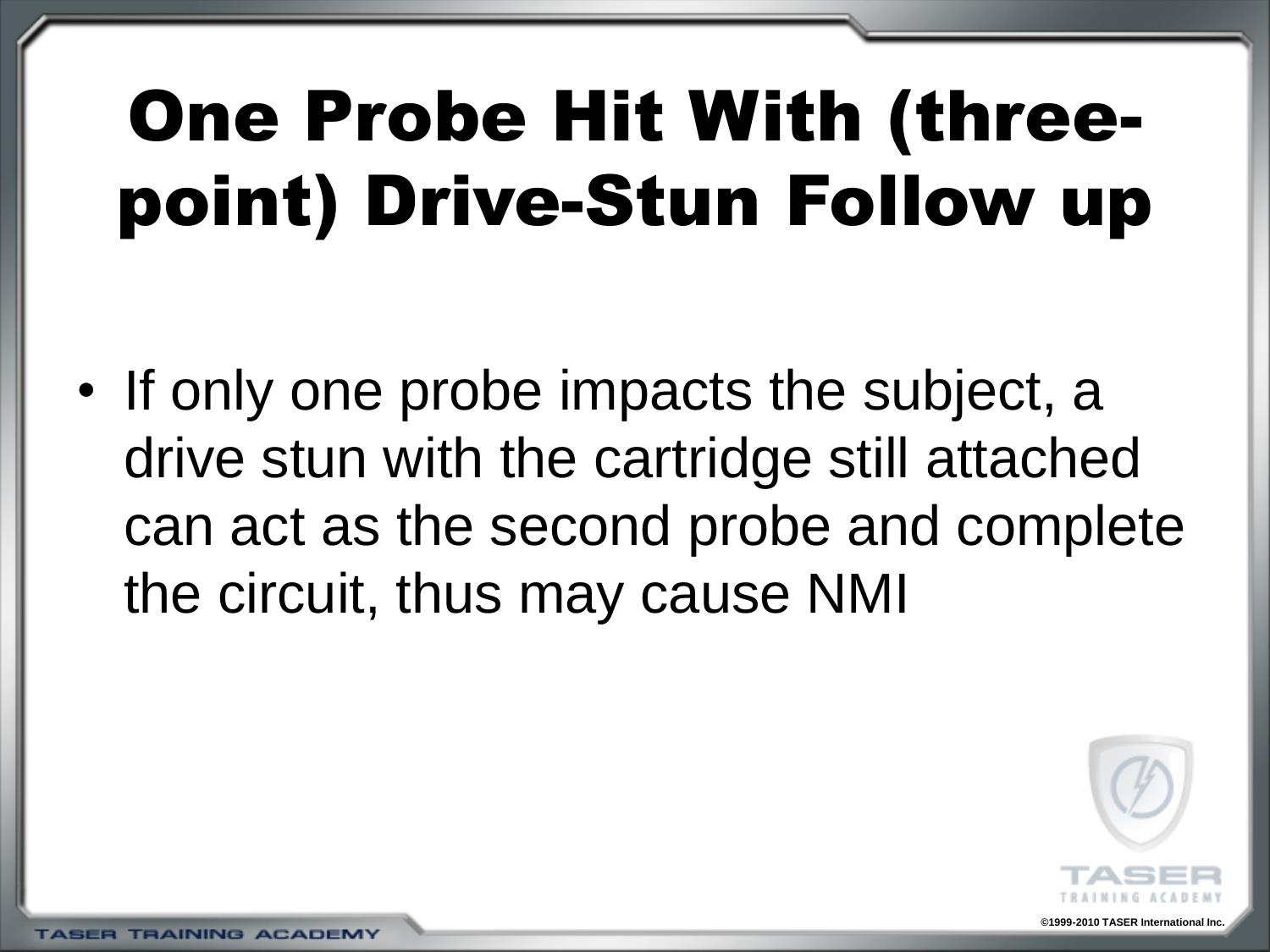# One Probe Hit With (three-point) Drive-Stun Follow up

- If only one probe impacts the subject, a drive stun with the cartridge still attached can act as the second probe and complete the circuit, thus may cause NMI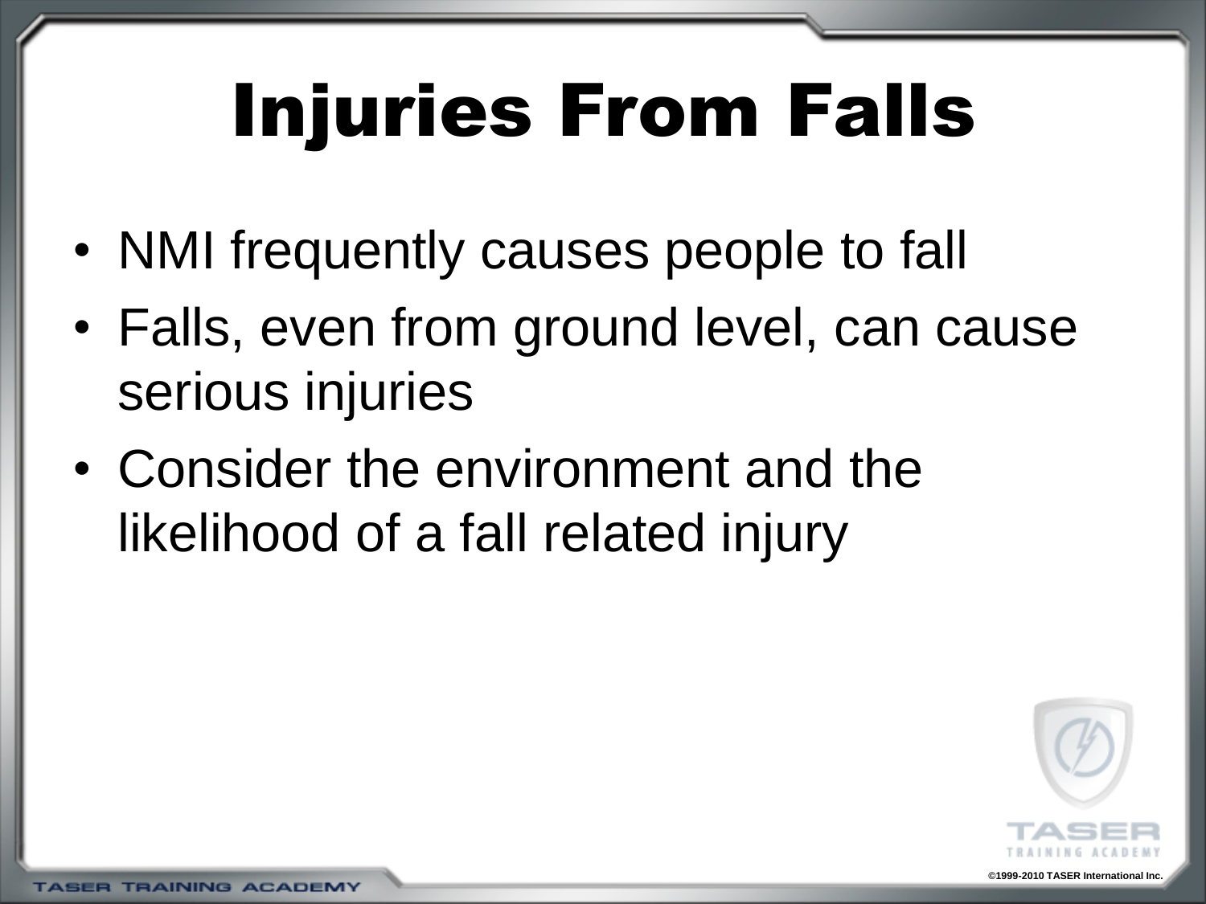# Injuries From Falls

- NMI frequently causes people to fall
- Falls, even from ground level, can cause serious injuries
- Consider the environment and the likelihood of a fall related injury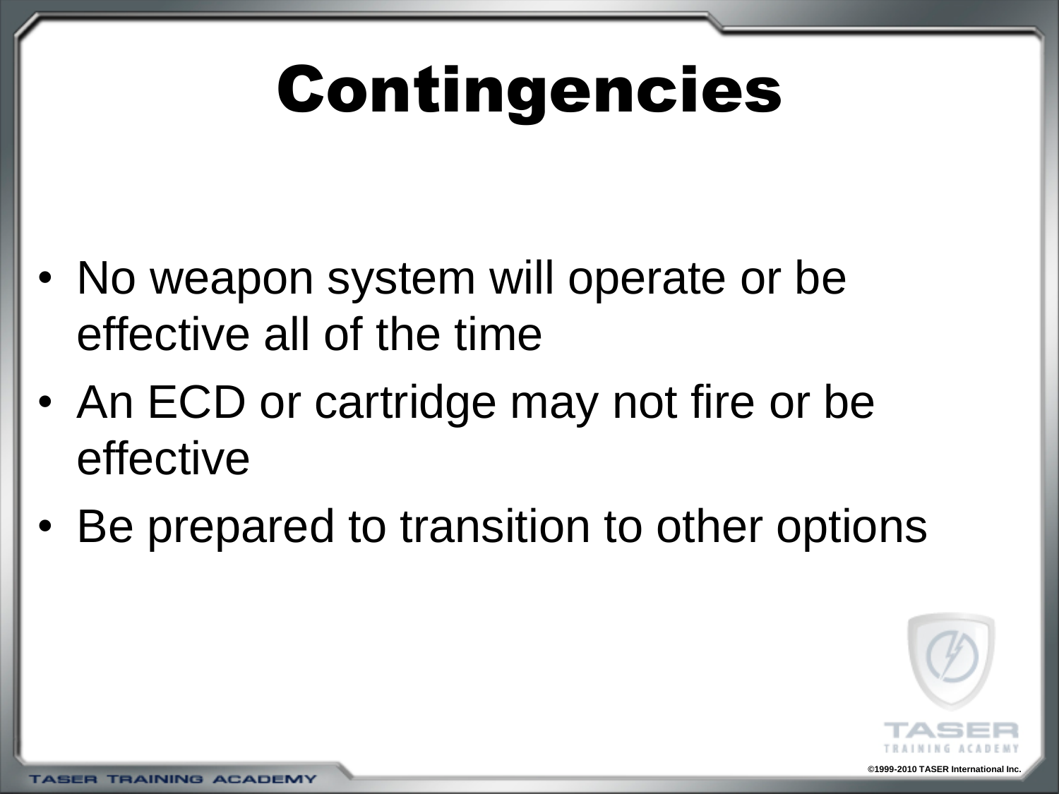# Contingencies

- No weapon system will operate or be effective all of the time
- An ECD or cartridge may not fire or be effective
- Be prepared to transition to other options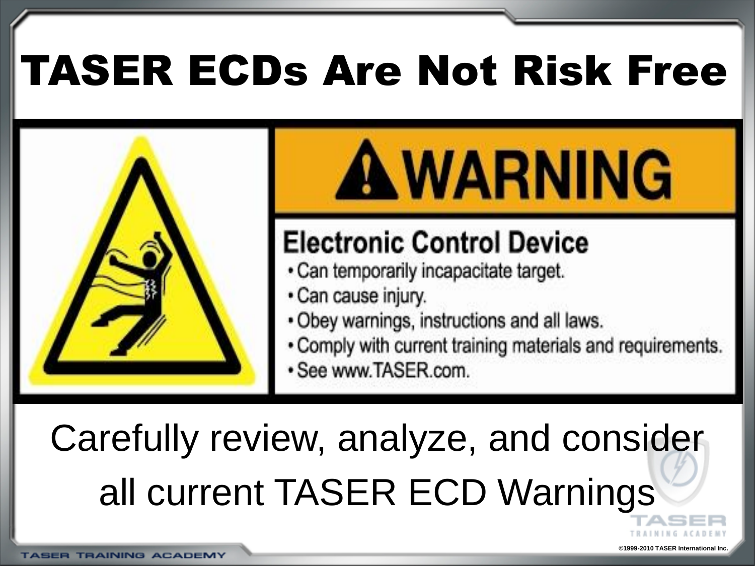# TASER ECDs Are Not Risk Free

**WARNING**

**Electronic Control Device**

- Can temporarily incapacitate target.
- Can cause injury.
- Obey warnings, instructions and all laws.
- Comply with current training materials and requirements.
- See www.TASER.com.

Carefully review, analyze, and consider all current TASER ECD Warnings

©1999-2010 TASER International Inc.